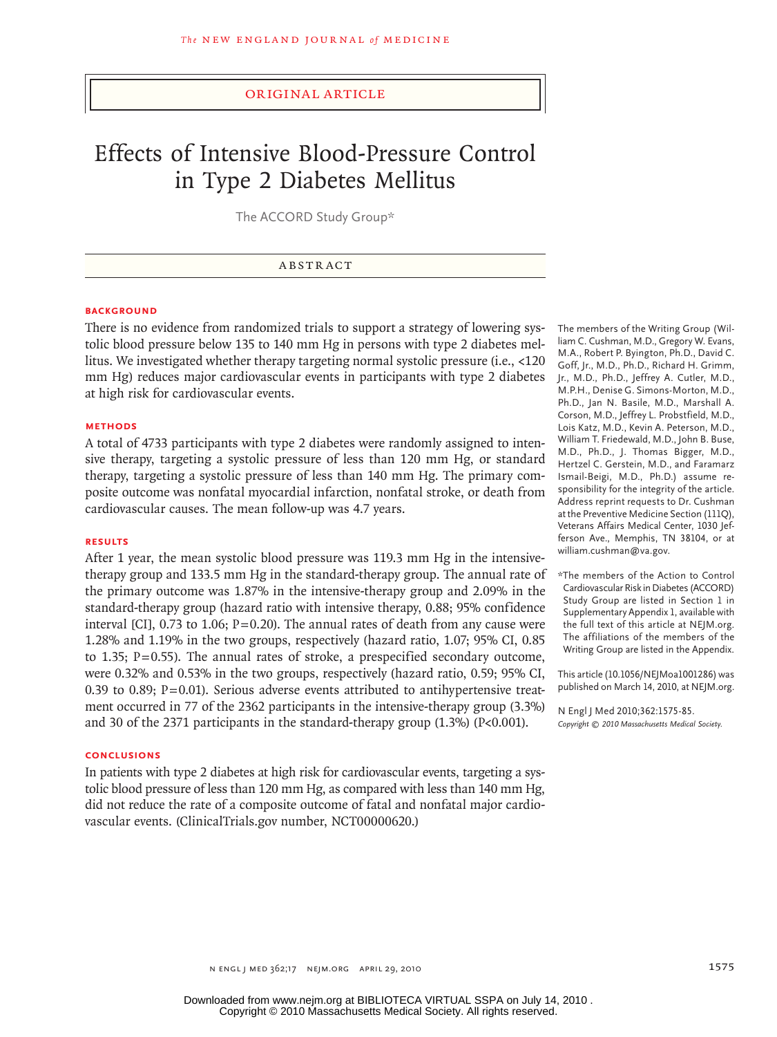ORIGINAL ARTICLE

# Effects of Intensive Blood-Pressure Control in Type 2 Diabetes Mellitus

The ACCORD Study Group*

## ABSTRACT

### BACKGROUND

There is no evidence from randomized trials to support a strategy of lowering systolic blood pressure below 135 to 140 mm Hg in persons with type 2 diabetes mellitus. We investigated whether therapy targeting normal systolic pressure (i.e., <120 mm Hg) reduces major cardiovascular events in participants with type 2 diabetes at high risk for cardiovascular events.

### METHODS

A total of 4733 participants with type 2 diabetes were randomly assigned to intensive therapy, targeting a systolic pressure of less than 120 mm Hg, or standard therapy, targeting a systolic pressure of less than 140 mm Hg. The primary composite outcome was nonfatal myocardial infarction, nonfatal stroke, or death from cardiovascular causes. The mean follow-up was 4.7 years.

### RESULTS

After 1 year, the mean systolic blood pressure was 119.3 mm Hg in the intensive-therapy group and 133.5 mm Hg in the standard-therapy group. The annual rate of the primary outcome was 1.87% in the intensive-therapy group and 2.09% in the standard-therapy group (hazard ratio with intensive therapy, 0.88; 95% confidence interval [CI], 0.73 to 1.06; P=0.20). The annual rates of death from any cause were 1.28% and 1.19% in the two groups, respectively (hazard ratio, 1.07; 95% CI, 0.85 to 1.35; P=0.55). The annual rates of stroke, a prespecified secondary outcome, were 0.32% and 0.53% in the two groups, respectively (hazard ratio, 0.59; 95% CI, 0.39 to 0.89; P=0.01). Serious adverse events attributed to antihypertensive treatment occurred in 77 of the 2362 participants in the intensive-therapy group (3.3%) and 30 of the 2371 participants in the standard-therapy group (1.3%) (P<0.001).

### CONCLUSIONS

In patients with type 2 diabetes at high risk for cardiovascular events, targeting a systolic blood pressure of less than 120 mm Hg, as compared with less than 140 mm Hg, did not reduce the rate of a composite outcome of fatal and nonfatal major cardiovascular events. (ClinicalTrials.gov number, NCT00000620.)

---

The members of the Writing Group (William C. Cushman, M.D., Gregory W. Evans, M.A., Robert P. Byington, Ph.D., David C. Goff, Jr., M.D., Ph.D., Richard H. Grimm, Jr., M.D., Ph.D., Jeffrey A. Cutler, M.D., M.P.H., Denise G. Simons-Morton, M.D., Ph.D., Jan N. Basile, M.D., Marshall A. Corson, M.D., Jeffrey L. Probstfield, M.D., Lois Katz, M.D., Kevin A. Peterson, M.D., William T. Friedewald, M.D., John B. Buse, M.D., Ph.D., J. Thomas Bigger, M.D., Hertzel C. Gerstein, M.D., and Faramarz Ismail-Beigi, M.D., Ph.D.) assume responsibility for the integrity of the article. Address reprint requests to Dr. Cushman at the Preventive Medicine Section (111Q), Veterans Affairs Medical Center, 1030 Jefferson Ave., Memphis, TN 38104, or at william.cushman@va.gov.

*The members of the Action to Control Cardiovascular Risk in Diabetes (ACCORD) Study Group are listed in Section 1 in Supplementary Appendix 1, available with the full text of this article at NEJM.org. The affiliations of the members of the Writing Group are listed in the Appendix.

This article (10.1056/NEJMoa1001286) was published on March 14, 2010, at NEJM.org.

N Engl J Med 2010;362:1575-85.
*Copyright © 2010 Massachusetts Medical Society.*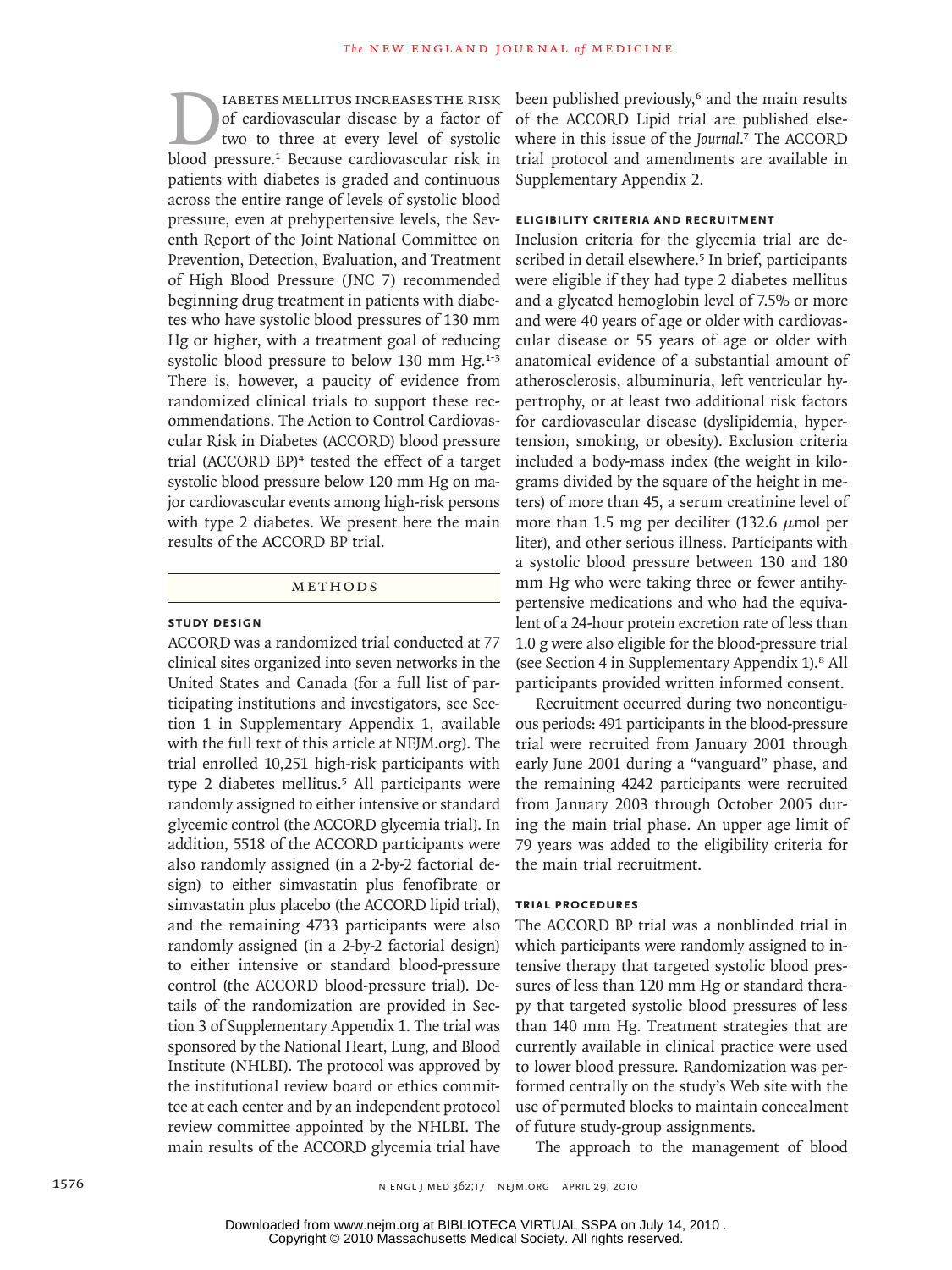Diabetes mellitus increases the risk of cardiovascular disease by a factor of two to three at every level of systolic blood pressure.[1] Because cardiovascular risk in patients with diabetes is graded and continuous across the entire range of levels of systolic blood pressure, even at prehypertensive levels, the Seventh Report of the Joint National Committee on Prevention, Detection, Evaluation, and Treatment of High Blood Pressure (JNC 7) recommended beginning drug treatment in patients with diabetes who have systolic blood pressures of 130 mm Hg or higher, with a treatment goal of reducing systolic blood pressure to below 130 mm Hg.[1-3] There is, however, a paucity of evidence from randomized clinical trials to support these recommendations. The Action to Control Cardiovascular Risk in Diabetes (ACCORD) blood pressure trial (ACCORD BP)[4] tested the effect of a target systolic blood pressure below 120 mm Hg on major cardiovascular events among high-risk persons with type 2 diabetes. We present here the main results of the ACCORD BP trial.

## Methods

### Study Design

ACCORD was a randomized trial conducted at 77 clinical sites organized into seven networks in the United States and Canada (for a full list of participating institutions and investigators, see Section 1 in Supplementary Appendix 1, available with the full text of this article at NEJM.org). The trial enrolled 10,251 high-risk participants with type 2 diabetes mellitus.[5] All participants were randomly assigned to either intensive or standard glycemic control (the ACCORD glycemia trial). In addition, 5518 of the ACCORD participants were also randomly assigned (in a 2-by-2 factorial design) to either simvastatin plus fenofibrate or simvastatin plus placebo (the ACCORD lipid trial), and the remaining 4733 participants were also randomly assigned (in a 2-by-2 factorial design) to either intensive or standard blood-pressure control (the ACCORD blood-pressure trial). Details of the randomization are provided in Section 3 of Supplementary Appendix 1. The trial was sponsored by the National Heart, Lung, and Blood Institute (NHLBI). The protocol was approved by the institutional review board or ethics committee at each center and by an independent protocol review committee appointed by the NHLBI. The main results of the ACCORD glycemia trial have been published previously,[6] and the main results of the ACCORD Lipid trial are published elsewhere in this issue of the *Journal*.[7] The ACCORD trial protocol and amendments are available in Supplementary Appendix 2.

### Eligibility Criteria and Recruitment

Inclusion criteria for the glycemia trial are described in detail elsewhere.[5] In brief, participants were eligible if they had type 2 diabetes mellitus and a glycated hemoglobin level of 7.5% or more and were 40 years of age or older with cardiovascular disease or 55 years of age or older with anatomical evidence of a substantial amount of atherosclerosis, albuminuria, left ventricular hypertrophy, or at least two additional risk factors for cardiovascular disease (dyslipidemia, hypertension, smoking, or obesity). Exclusion criteria included a body-mass index (the weight in kilograms divided by the square of the height in meters) of more than 45, a serum creatinine level of more than 1.5 mg per deciliter (132.6 μmol per liter), and other serious illness. Participants with a systolic blood pressure between 130 and 180 mm Hg who were taking three or fewer antihypertensive medications and who had the equivalent of a 24-hour protein excretion rate of less than 1.0 g were also eligible for the blood-pressure trial (see Section 4 in Supplementary Appendix 1).[8] All participants provided written informed consent.

Recruitment occurred during two noncontiguous periods: 491 participants in the blood-pressure trial were recruited from January 2001 through early June 2001 during a "vanguard" phase, and the remaining 4242 participants were recruited from January 2003 through October 2005 during the main trial phase. An upper age limit of 79 years was added to the eligibility criteria for the main trial recruitment.

### Trial Procedures

The ACCORD BP trial was a nonblinded trial in which participants were randomly assigned to intensive therapy that targeted systolic blood pressures of less than 120 mm Hg or standard therapy that targeted systolic blood pressures of less than 140 mm Hg. Treatment strategies that are currently available in clinical practice were used to lower blood pressure. Randomization was performed centrally on the study's Web site with the use of permuted blocks to maintain concealment of future study-group assignments.

The approach to the management of blood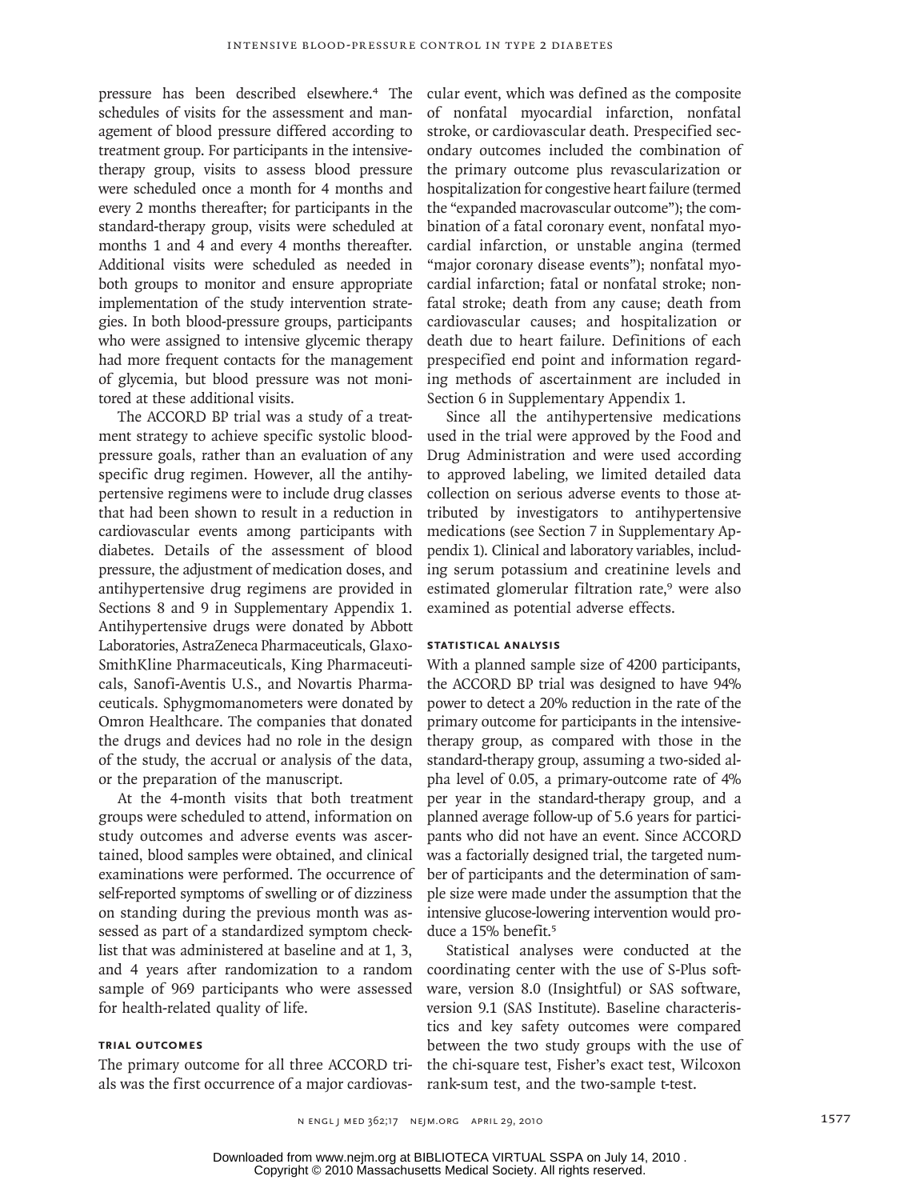pressure has been described elsewhere.[4] The schedules of visits for the assessment and management of blood pressure differed according to treatment group. For participants in the intensive-therapy group, visits to assess blood pressure were scheduled once a month for 4 months and every 2 months thereafter; for participants in the standard-therapy group, visits were scheduled at months 1 and 4 and every 4 months thereafter. Additional visits were scheduled as needed in both groups to monitor and ensure appropriate implementation of the study intervention strategies. In both blood-pressure groups, participants who were assigned to intensive glycemic therapy had more frequent contacts for the management of glycemia, but blood pressure was not monitored at these additional visits.

The ACCORD BP trial was a study of a treatment strategy to achieve specific systolic blood-pressure goals, rather than an evaluation of any specific drug regimen. However, all the antihypertensive regimens were to include drug classes that had been shown to result in a reduction in cardiovascular events among participants with diabetes. Details of the assessment of blood pressure, the adjustment of medication doses, and antihypertensive drug regimens are provided in Sections 8 and 9 in Supplementary Appendix 1. Antihypertensive drugs were donated by Abbott Laboratories, AstraZeneca Pharmaceuticals, GlaxoSmithKline Pharmaceuticals, King Pharmaceuticals, Sanofi-Aventis U.S., and Novartis Pharmaceuticals. Sphygmomanometers were donated by Omron Healthcare. The companies that donated the drugs and devices had no role in the design of the study, the accrual or analysis of the data, or the preparation of the manuscript.

At the 4-month visits that both treatment groups were scheduled to attend, information on study outcomes and adverse events was ascertained, blood samples were obtained, and clinical examinations were performed. The occurrence of self-reported symptoms of swelling or of dizziness on standing during the previous month was assessed as part of a standardized symptom checklist that was administered at baseline and at 1, 3, and 4 years after randomization to a random sample of 969 participants who were assessed for health-related quality of life.

### Trial Outcomes

The primary outcome for all three ACCORD trials was the first occurrence of a major cardiovascular event, which was defined as the composite of nonfatal myocardial infarction, nonfatal stroke, or cardiovascular death. Prespecified secondary outcomes included the combination of the primary outcome plus revascularization or hospitalization for congestive heart failure (termed the "expanded macrovascular outcome"); the combination of a fatal coronary event, nonfatal myocardial infarction, or unstable angina (termed "major coronary disease events"); nonfatal myocardial infarction; fatal or nonfatal stroke; nonfatal stroke; death from any cause; death from cardiovascular causes; and hospitalization or death due to heart failure. Definitions of each prespecified end point and information regarding methods of ascertainment are included in Section 6 in Supplementary Appendix 1.

Since all the antihypertensive medications used in the trial were approved by the Food and Drug Administration and were used according to approved labeling, we limited detailed data collection on serious adverse events to those attributed by investigators to antihypertensive medications (see Section 7 in Supplementary Appendix 1). Clinical and laboratory variables, including serum potassium and creatinine levels and estimated glomerular filtration rate,[9] were also examined as potential adverse effects.

### Statistical Analysis

With a planned sample size of 4200 participants, the ACCORD BP trial was designed to have 94% power to detect a 20% reduction in the rate of the primary outcome for participants in the intensive-therapy group, as compared with those in the standard-therapy group, assuming a two-sided alpha level of 0.05, a primary-outcome rate of 4% per year in the standard-therapy group, and a planned average follow-up of 5.6 years for participants who did not have an event. Since ACCORD was a factorially designed trial, the targeted number of participants and the determination of sample size were made under the assumption that the intensive glucose-lowering intervention would produce a 15% benefit.[5]

Statistical analyses were conducted at the coordinating center with the use of S-Plus software, version 8.0 (Insightful) or SAS software, version 9.1 (SAS Institute). Baseline characteristics and key safety outcomes were compared between the two study groups with the use of the chi-square test, Fisher's exact test, Wilcoxon rank-sum test, and the two-sample t-test.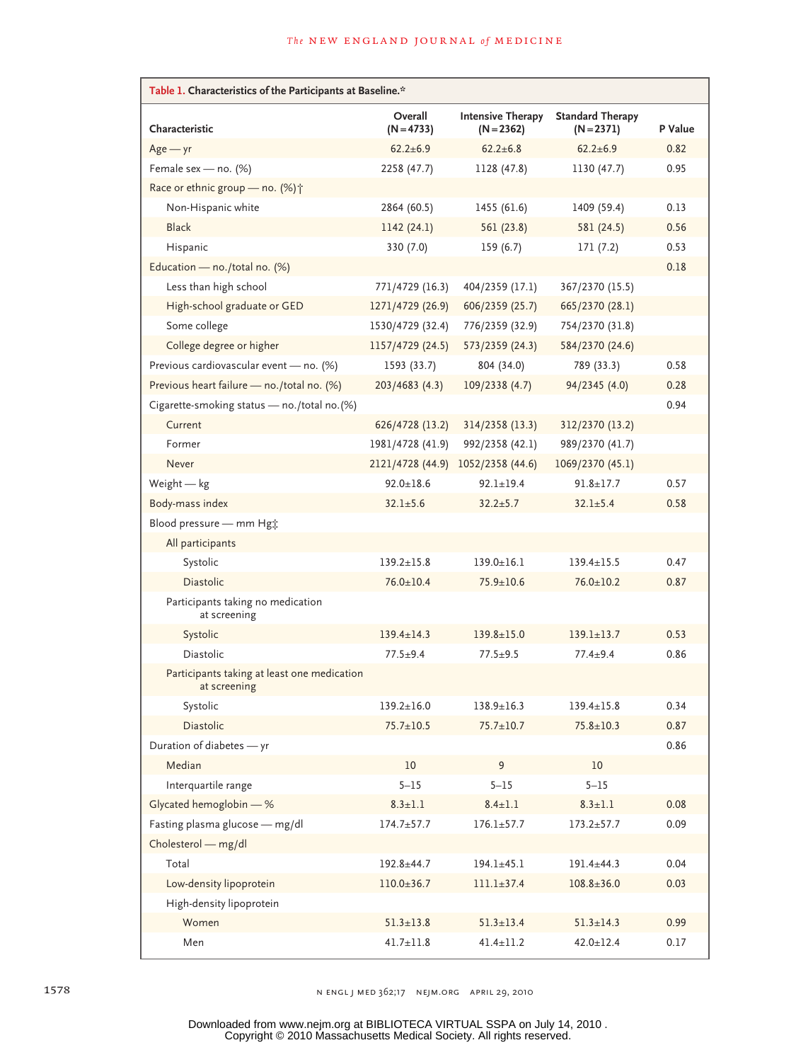**Table 1. Characteristics of the Participants at Baseline.***

| Characteristic | Overall (N=4733) | Intensive Therapy (N=2362) | Standard Therapy (N=2371) | P Value |
|---|---|---|---|---|
| Age — yr | 62.2±6.9 | 62.2±6.8 | 62.2±6.9 | 0.82 |
| Female sex — no. (%) | 2258 (47.7) | 1128 (47.8) | 1130 (47.7) | 0.95 |
| Race or ethnic group — no. (%)† | | | | |
| Non-Hispanic white | 2864 (60.5) | 1455 (61.6) | 1409 (59.4) | 0.13 |
| Black | 1142 (24.1) | 561 (23.8) | 581 (24.5) | 0.56 |
| Hispanic | 330 (7.0) | 159 (6.7) | 171 (7.2) | 0.53 |
| Education — no./total no. (%) | | | | 0.18 |
| Less than high school | 771/4729 (16.3) | 404/2359 (17.1) | 367/2370 (15.5) | |
| High-school graduate or GED | 1271/4729 (26.9) | 606/2359 (25.7) | 665/2370 (28.1) | |
| Some college | 1530/4729 (32.4) | 776/2359 (32.9) | 754/2370 (31.8) | |
| College degree or higher | 1157/4729 (24.5) | 573/2359 (24.3) | 584/2370 (24.6) | |
| Previous cardiovascular event — no. (%) | 1593 (33.7) | 804 (34.0) | 789 (33.3) | 0.58 |
| Previous heart failure — no./total no. (%) | 203/4683 (4.3) | 109/2338 (4.7) | 94/2345 (4.0) | 0.28 |
| Cigarette-smoking status — no./total no.(%) | | | | 0.94 |
| Current | 626/4728 (13.2) | 314/2358 (13.3) | 312/2370 (13.2) | |
| Former | 1981/4728 (41.9) | 992/2358 (42.1) | 989/2370 (41.7) | |
| Never | 2121/4728 (44.9) | 1052/2358 (44.6) | 1069/2370 (45.1) | |
| Weight — kg | 92.0±18.6 | 92.1±19.4 | 91.8±17.7 | 0.57 |
| Body-mass index | 32.1±5.6 | 32.2±5.7 | 32.1±5.4 | 0.58 |
| Blood pressure — mm Hg‡ | | | | |
| All participants | | | | |
| Systolic | 139.2±15.8 | 139.0±16.1 | 139.4±15.5 | 0.47 |
| Diastolic | 76.0±10.4 | 75.9±10.6 | 76.0±10.2 | 0.87 |
| Participants taking no medication at screening | | | | |
| Systolic | 139.4±14.3 | 139.8±15.0 | 139.1±13.7 | 0.53 |
| Diastolic | 77.5±9.4 | 77.5±9.5 | 77.4±9.4 | 0.86 |
| Participants taking at least one medication at screening | | | | |
| Systolic | 139.2±16.0 | 138.9±16.3 | 139.4±15.8 | 0.34 |
| Diastolic | 75.7±10.5 | 75.7±10.7 | 75.8±10.3 | 0.87 |
| Duration of diabetes — yr | | | | 0.86 |
| Median | 10 | 9 | 10 | |
| Interquartile range | 5–15 | 5–15 | 5–15 | |
| Glycated hemoglobin — % | 8.3±1.1 | 8.4±1.1 | 8.3±1.1 | 0.08 |
| Fasting plasma glucose — mg/dl | 174.7±57.7 | 176.1±57.7 | 173.2±57.7 | 0.09 |
| Cholesterol — mg/dl | | | | |
| Total | 192.8±44.7 | 194.1±45.1 | 191.4±44.3 | 0.04 |
| Low-density lipoprotein | 110.0±36.7 | 111.1±37.4 | 108.8±36.0 | 0.03 |
| High-density lipoprotein | | | | |
| Women | 51.3±13.8 | 51.3±13.4 | 51.3±14.3 | 0.99 |
| Men | 41.7±11.8 | 41.4±11.2 | 42.0±12.4 | 0.17 |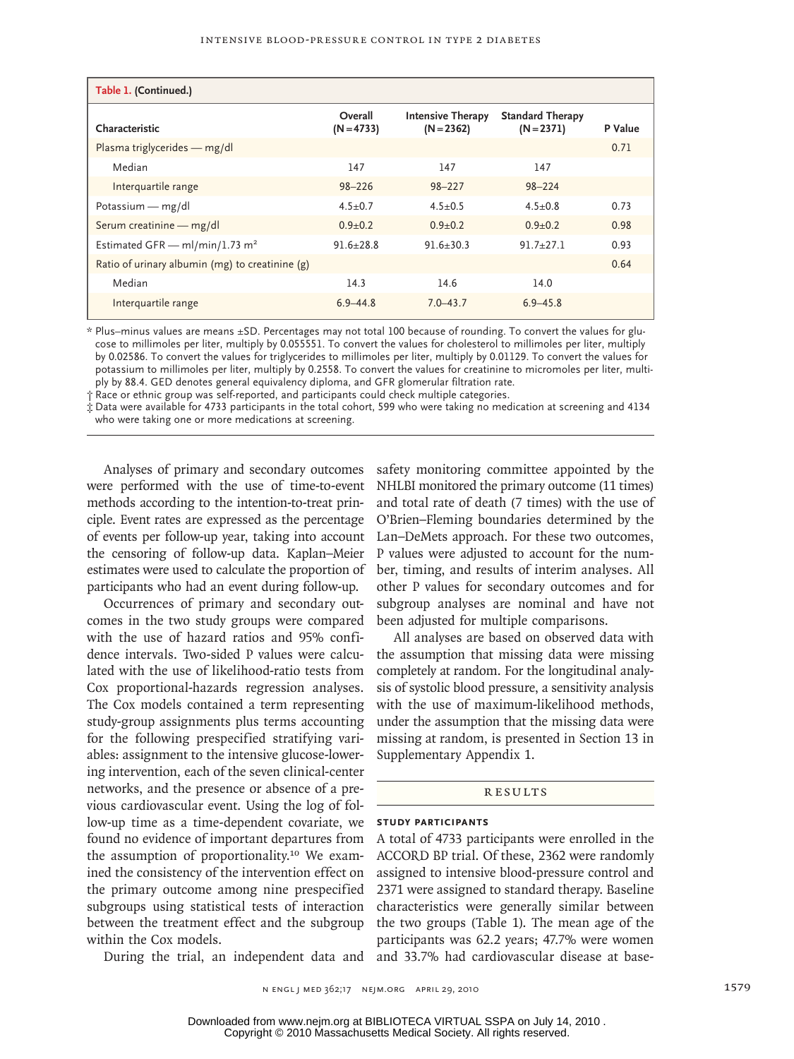**Table 1. (Continued.)**

| Characteristic | Overall (N=4733) | Intensive Therapy (N=2362) | Standard Therapy (N=2371) | P Value |
|---|---|---|---|---|
| Plasma triglycerides — mg/dl | | | | 0.71 |
| Median | 147 | 147 | 147 | |
| Interquartile range | 98–226 | 98–227 | 98–224 | |
| Potassium — mg/dl | 4.5±0.7 | 4.5±0.5 | 4.5±0.8 | 0.73 |
| Serum creatinine — mg/dl | 0.9±0.2 | 0.9±0.2 | 0.9±0.2 | 0.98 |
| Estimated GFR — ml/min/1.73 m² | 91.6±28.8 | 91.6±30.3 | 91.7±27.1 | 0.93 |
| Ratio of urinary albumin (mg) to creatinine (g) | | | | 0.64 |
| Median | 14.3 | 14.6 | 14.0 | |
| Interquartile range | 6.9–44.8 | 7.0–43.7 | 6.9–45.8 | |

\* Plus–minus values are means ±SD. Percentages may not total 100 because of rounding. To convert the values for glucose to millimoles per liter, multiply by 0.055551. To convert the values for cholesterol to millimoles per liter, multiply by 0.02586. To convert the values for triglycerides to millimoles per liter, multiply by 0.01129. To convert the values for potassium to millimoles per liter, multiply by 0.2558. To convert the values for creatinine to micromoles per liter, multiply by 88.4. GED denotes general equivalency diploma, and GFR glomerular filtration rate.

† Race or ethnic group was self-reported, and participants could check multiple categories.

‡ Data were available for 4733 participants in the total cohort, 599 who were taking no medication at screening and 4134 who were taking one or more medications at screening.

Analyses of primary and secondary outcomes were performed with the use of time-to-event methods according to the intention-to-treat principle. Event rates are expressed as the percentage of events per follow-up year, taking into account the censoring of follow-up data. Kaplan–Meier estimates were used to calculate the proportion of participants who had an event during follow-up.

Occurrences of primary and secondary outcomes in the two study groups were compared with the use of hazard ratios and 95% confidence intervals. Two-sided P values were calculated with the use of likelihood-ratio tests from Cox proportional-hazards regression analyses. The Cox models contained a term representing study-group assignments plus terms accounting for the following prespecified stratifying variables: assignment to the intensive glucose-lowering intervention, each of the seven clinical-center networks, and the presence or absence of a previous cardiovascular event. Using the log of follow-up time as a time-dependent covariate, we found no evidence of important departures from the assumption of proportionality.[10] We examined the consistency of the intervention effect on the primary outcome among nine prespecified subgroups using statistical tests of interaction between the treatment effect and the subgroup within the Cox models.

During the trial, an independent data and safety monitoring committee appointed by the NHLBI monitored the primary outcome (11 times) and total rate of death (7 times) with the use of O'Brien–Fleming boundaries determined by the Lan–DeMets approach. For these two outcomes, P values were adjusted to account for the number, timing, and results of interim analyses. All other P values for secondary outcomes and for subgroup analyses are nominal and have not been adjusted for multiple comparisons.

All analyses are based on observed data with the assumption that missing data were missing completely at random. For the longitudinal analysis of systolic blood pressure, a sensitivity analysis with the use of maximum-likelihood methods, under the assumption that the missing data were missing at random, is presented in Section 13 in Supplementary Appendix 1.

## RESULTS

### STUDY PARTICIPANTS

A total of 4733 participants were enrolled in the ACCORD BP trial. Of these, 2362 were randomly assigned to intensive blood-pressure control and 2371 were assigned to standard therapy. Baseline characteristics were generally similar between the two groups (Table 1). The mean age of the participants was 62.2 years; 47.7% were women and 33.7% had cardiovascular disease at base-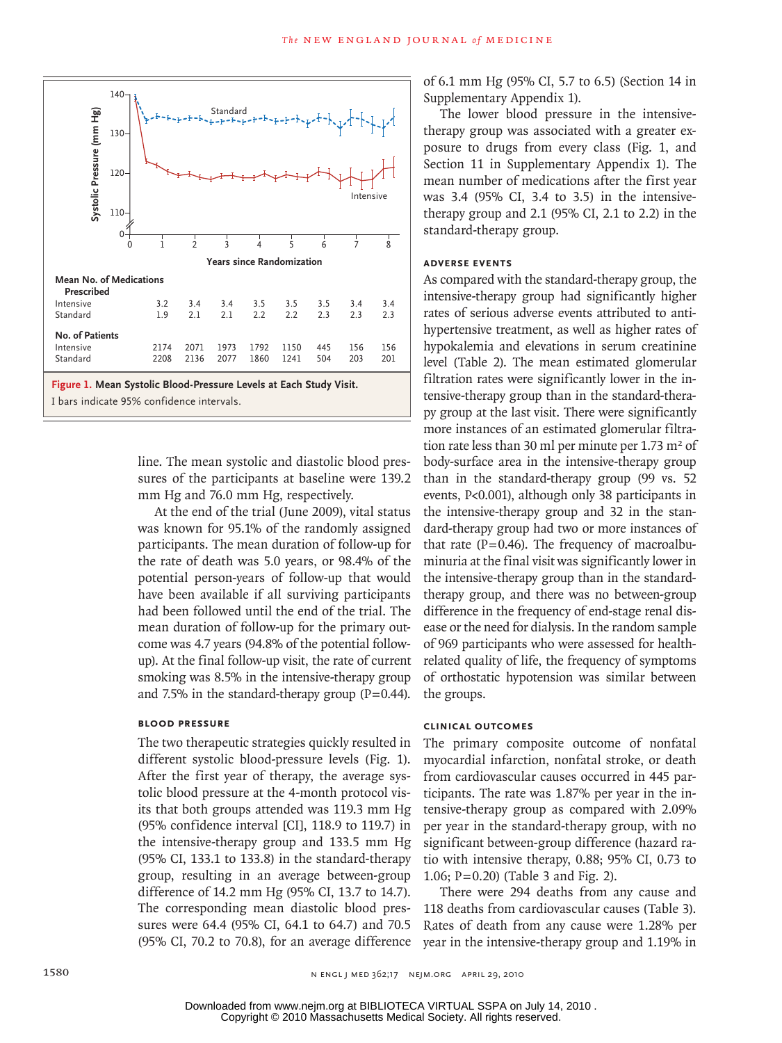| Mean No. of Medications Prescribed | | | | | | | | |
|---|---|---|---|---|---|---|---|---|
| Intensive | 3.2 | 3.4 | 3.4 | 3.5 | 3.5 | 3.5 | 3.4 | 3.4 |
| Standard | 1.9 | 2.1 | 2.1 | 2.2 | 2.2 | 2.3 | 2.3 | 2.3 |
| **No. of Patients** | | | | | | | | |
| Intensive | 2174 | 2071 | 1973 | 1792 | 1150 | 445 | 156 | 156 |
| Standard | 2208 | 2136 | 2077 | 1860 | 1241 | 504 | 203 | 201 |

**Figure 1. Mean Systolic Blood-Pressure Levels at Each Study Visit.**
I bars indicate 95% confidence intervals.

line. The mean systolic and diastolic blood pressures of the participants at baseline were 139.2 mm Hg and 76.0 mm Hg, respectively.

At the end of the trial (June 2009), vital status was known for 95.1% of the randomly assigned participants. The mean duration of follow-up for the rate of death was 5.0 years, or 98.4% of the potential person-years of follow-up that would have been available if all surviving participants had been followed until the end of the trial. The mean duration of follow-up for the primary outcome was 4.7 years (94.8% of the potential follow-up). At the final follow-up visit, the rate of current smoking was 8.5% in the intensive-therapy group and 7.5% in the standard-therapy group (P=0.44).

## BLOOD PRESSURE

The two therapeutic strategies quickly resulted in different systolic blood-pressure levels (Fig. 1). After the first year of therapy, the average systolic blood pressure at the 4-month protocol visits that both groups attended was 119.3 mm Hg (95% confidence interval [CI], 118.9 to 119.7) in the intensive-therapy group and 133.5 mm Hg (95% CI, 133.1 to 133.8) in the standard-therapy group, resulting in an average between-group difference of 14.2 mm Hg (95% CI, 13.7 to 14.7). The corresponding mean diastolic blood pressures were 64.4 (95% CI, 64.1 to 64.7) and 70.5 (95% CI, 70.2 to 70.8), for an average difference of 6.1 mm Hg (95% CI, 5.7 to 6.5) (Section 14 in Supplementary Appendix 1).

The lower blood pressure in the intensive-therapy group was associated with a greater exposure to drugs from every class (Fig. 1, and Section 11 in Supplementary Appendix 1). The mean number of medications after the first year was 3.4 (95% CI, 3.4 to 3.5) in the intensive-therapy group and 2.1 (95% CI, 2.1 to 2.2) in the standard-therapy group.

## ADVERSE EVENTS

As compared with the standard-therapy group, the intensive-therapy group had significantly higher rates of serious adverse events attributed to antihypertensive treatment, as well as higher rates of hypokalemia and elevations in serum creatinine level (Table 2). The mean estimated glomerular filtration rates were significantly lower in the intensive-therapy group than in the standard-therapy group at the last visit. There were significantly more instances of an estimated glomerular filtration rate less than 30 ml per minute per 1.73 $m^2$ of body-surface area in the intensive-therapy group than in the standard-therapy group (99 vs. 52 events, P<0.001), although only 38 participants in the intensive-therapy group and 32 in the standard-therapy group had two or more instances of that rate (P=0.46). The frequency of macroalbuminuria at the final visit was significantly lower in the intensive-therapy group than in the standard-therapy group, and there was no between-group difference in the frequency of end-stage renal disease or the need for dialysis. In the random sample of 969 participants who were assessed for health-related quality of life, the frequency of symptoms of orthostatic hypotension was similar between the groups.

## CLINICAL OUTCOMES

The primary composite outcome of nonfatal myocardial infarction, nonfatal stroke, or death from cardiovascular causes occurred in 445 participants. The rate was 1.87% per year in the intensive-therapy group as compared with 2.09% per year in the standard-therapy group, with no significant between-group difference (hazard ratio with intensive therapy, 0.88; 95% CI, 0.73 to 1.06; P=0.20) (Table 3 and Fig. 2).

There were 294 deaths from any cause and 118 deaths from cardiovascular causes (Table 3). Rates of death from any cause were 1.28% per year in the intensive-therapy group and 1.19% in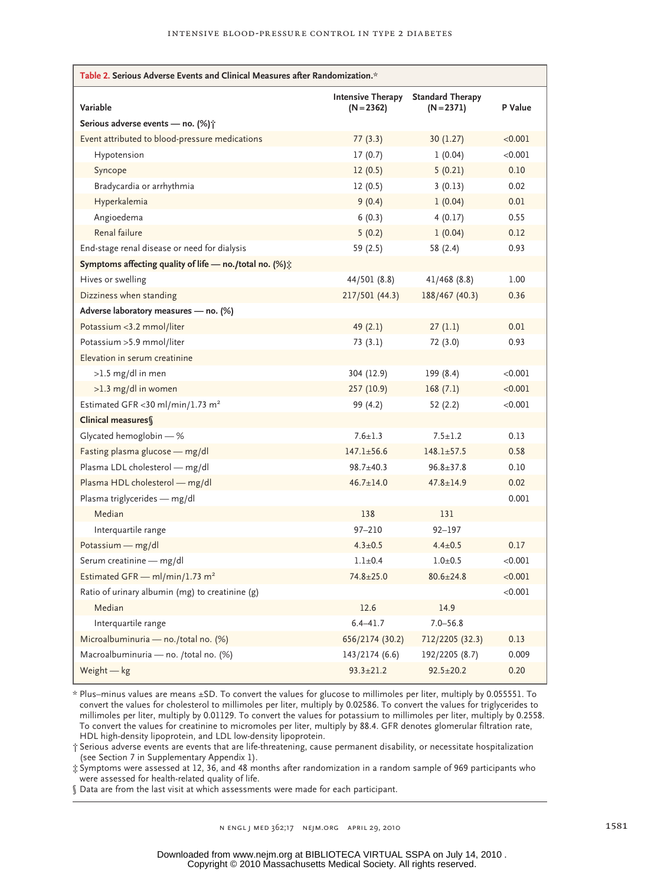**Table 2. Serious Adverse Events and Clinical Measures after Randomization.***

| Variable | Intensive Therapy (N=2362) | Standard Therapy (N=2371) | P Value |
|---|---|---|---|
| **Serious adverse events — no. (%)†** | | | |
| Event attributed to blood-pressure medications | 77 (3.3) | 30 (1.27) | <0.001 |
| Hypotension | 17 (0.7) | 1 (0.04) | <0.001 |
| Syncope | 12 (0.5) | 5 (0.21) | 0.10 |
| Bradycardia or arrhythmia | 12 (0.5) | 3 (0.13) | 0.02 |
| Hyperkalemia | 9 (0.4) | 1 (0.04) | 0.01 |
| Angioedema | 6 (0.3) | 4 (0.17) | 0.55 |
| Renal failure | 5 (0.2) | 1 (0.04) | 0.12 |
| End-stage renal disease or need for dialysis | 59 (2.5) | 58 (2.4) | 0.93 |
| **Symptoms affecting quality of life — no./total no. (%)‡** | | | |
| Hives or swelling | 44/501 (8.8) | 41/468 (8.8) | 1.00 |
| Dizziness when standing | 217/501 (44.3) | 188/467 (40.3) | 0.36 |
| **Adverse laboratory measures — no. (%)** | | | |
| Potassium <3.2 mmol/liter | 49 (2.1) | 27 (1.1) | 0.01 |
| Potassium >5.9 mmol/liter | 73 (3.1) | 72 (3.0) | 0.93 |
| Elevation in serum creatinine | | | |
| >1.5 mg/dl in men | 304 (12.9) | 199 (8.4) | <0.001 |
| >1.3 mg/dl in women | 257 (10.9) | 168 (7.1) | <0.001 |
| Estimated GFR <30 ml/min/1.73 $m^2$ | 99 (4.2) | 52 (2.2) | <0.001 |
| **Clinical measures§** | | | |
| Glycated hemoglobin — % | 7.6±1.3 | 7.5±1.2 | 0.13 |
| Fasting plasma glucose — mg/dl | 147.1±56.6 | 148.1±57.5 | 0.58 |
| Plasma LDL cholesterol — mg/dl | 98.7±40.3 | 96.8±37.8 | 0.10 |
| Plasma HDL cholesterol — mg/dl | 46.7±14.0 | 47.8±14.9 | 0.02 |
| Plasma triglycerides — mg/dl | | | 0.001 |
| Median | 138 | 131 | |
| Interquartile range | 97–210 | 92–197 | |
| Potassium — mg/dl | 4.3±0.5 | 4.4±0.5 | 0.17 |
| Serum creatinine — mg/dl | 1.1±0.4 | 1.0±0.5 | <0.001 |
| Estimated GFR — ml/min/1.73 $m^2$ | 74.8±25.0 | 80.6±24.8 | <0.001 |
| Ratio of urinary albumin (mg) to creatinine (g) | | | <0.001 |
| Median | 12.6 | 14.9 | |
| Interquartile range | 6.4–41.7 | 7.0–56.8 | |
| Microalbuminuria — no./total no. (%) | 656/2174 (30.2) | 712/2205 (32.3) | 0.13 |
| Macroalbuminuria — no. /total no. (%) | 143/2174 (6.6) | 192/2205 (8.7) | 0.009 |
| Weight — kg | 93.3±21.2 | 92.5±20.2 | 0.20 |

\* Plus–minus values are means ±SD. To convert the values for glucose to millimoles per liter, multiply by 0.055551. To convert the values for cholesterol to millimoles per liter, multiply by 0.02586. To convert the values for triglycerides to millimoles per liter, multiply by 0.01129. To convert the values for potassium to millimoles per liter, multiply by 0.2558. To convert the values for creatinine to micromoles per liter, multiply by 88.4. GFR denotes glomerular filtration rate, HDL high-density lipoprotein, and LDL low-density lipoprotein.

† Serious adverse events are events that are life-threatening, cause permanent disability, or necessitate hospitalization (see Section 7 in Supplementary Appendix 1).

‡ Symptoms were assessed at 12, 36, and 48 months after randomization in a random sample of 969 participants who were assessed for health-related quality of life.

§ Data are from the last visit at which assessments were made for each participant.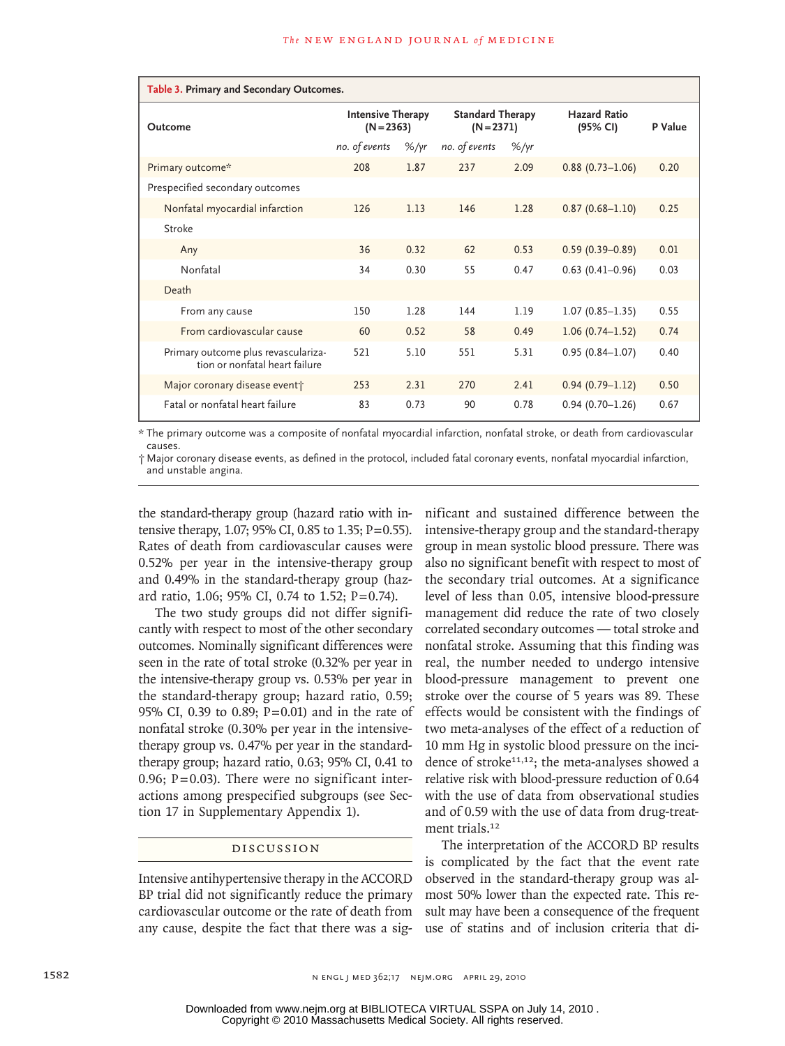**Table 3. Primary and Secondary Outcomes.**

| Outcome | Intensive Therapy (N=2363) | | Standard Therapy (N=2371) | | Hazard Ratio (95% CI) | P Value |
|---|---|---|---|---|---|---|
| | *no. of events* | *%/yr* | *no. of events* | *%/yr* | | |
| Primary outcome* | 208 | 1.87 | 237 | 2.09 | 0.88 (0.73–1.06) | 0.20 |
| Prespecified secondary outcomes | | | | | | |
| Nonfatal myocardial infarction | 126 | 1.13 | 146 | 1.28 | 0.87 (0.68–1.10) | 0.25 |
| Stroke | | | | | | |
| Any | 36 | 0.32 | 62 | 0.53 | 0.59 (0.39–0.89) | 0.01 |
| Nonfatal | 34 | 0.30 | 55 | 0.47 | 0.63 (0.41–0.96) | 0.03 |
| Death | | | | | | |
| From any cause | 150 | 1.28 | 144 | 1.19 | 1.07 (0.85–1.35) | 0.55 |
| From cardiovascular cause | 60 | 0.52 | 58 | 0.49 | 1.06 (0.74–1.52) | 0.74 |
| Primary outcome plus revascularization or nonfatal heart failure | 521 | 5.10 | 551 | 5.31 | 0.95 (0.84–1.07) | 0.40 |
| Major coronary disease event† | 253 | 2.31 | 270 | 2.41 | 0.94 (0.79–1.12) | 0.50 |
| Fatal or nonfatal heart failure | 83 | 0.73 | 90 | 0.78 | 0.94 (0.70–1.26) | 0.67 |

\* The primary outcome was a composite of nonfatal myocardial infarction, nonfatal stroke, or death from cardiovascular causes.

† Major coronary disease events, as defined in the protocol, included fatal coronary events, nonfatal myocardial infarction, and unstable angina.

the standard-therapy group (hazard ratio with intensive therapy, 1.07; 95% CI, 0.85 to 1.35; P=0.55). Rates of death from cardiovascular causes were 0.52% per year in the intensive-therapy group and 0.49% in the standard-therapy group (hazard ratio, 1.06; 95% CI, 0.74 to 1.52; P=0.74).

The two study groups did not differ significantly with respect to most of the other secondary outcomes. Nominally significant differences were seen in the rate of total stroke (0.32% per year in the intensive-therapy group vs. 0.53% per year in the standard-therapy group; hazard ratio, 0.59; 95% CI, 0.39 to 0.89; P=0.01) and in the rate of nonfatal stroke (0.30% per year in the intensive-therapy group vs. 0.47% per year in the standard-therapy group; hazard ratio, 0.63; 95% CI, 0.41 to 0.96; P=0.03). There were no significant interactions among prespecified subgroups (see Section 17 in Supplementary Appendix 1).

## DISCUSSION

Intensive antihypertensive therapy in the ACCORD BP trial did not significantly reduce the primary cardiovascular outcome or the rate of death from any cause, despite the fact that there was a significant and sustained difference between the intensive-therapy group and the standard-therapy group in mean systolic blood pressure. There was also no significant benefit with respect to most of the secondary trial outcomes. At a significance level of less than 0.05, intensive blood-pressure management did reduce the rate of two closely correlated secondary outcomes — total stroke and nonfatal stroke. Assuming that this finding was real, the number needed to undergo intensive blood-pressure management to prevent one stroke over the course of 5 years was 89. These effects would be consistent with the findings of two meta-analyses of the effect of a reduction of 10 mm Hg in systolic blood pressure on the incidence of stroke[11,12]; the meta-analyses showed a relative risk with blood-pressure reduction of 0.64 with the use of data from observational studies and of 0.59 with the use of data from drug-treatment trials.[12]

The interpretation of the ACCORD BP results is complicated by the fact that the event rate observed in the standard-therapy group was almost 50% lower than the expected rate. This result may have been a consequence of the frequent use of statins and of inclusion criteria that di-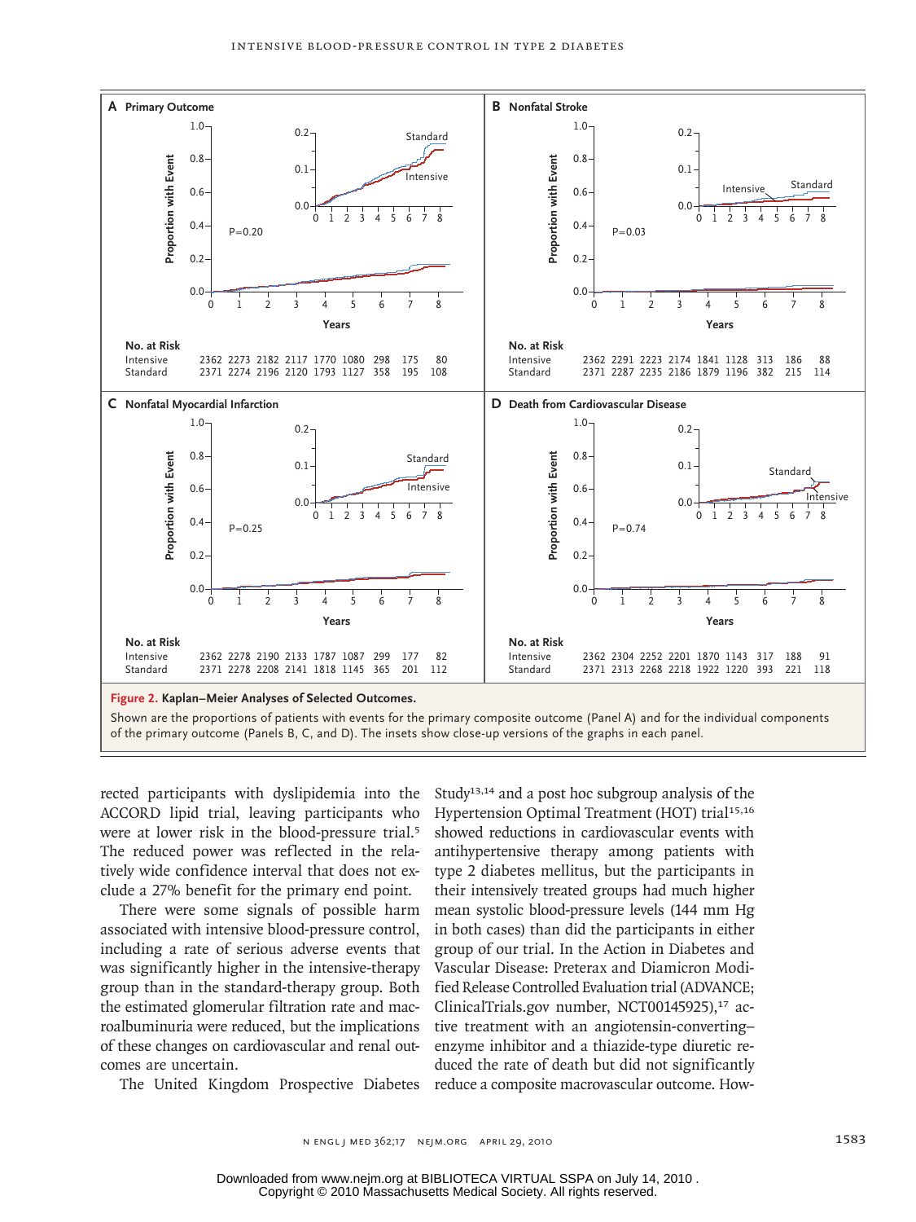**Figure 2. Kaplan–Meier Analyses of Selected Outcomes.**

Shown are the proportions of patients with events for the primary composite outcome (Panel A) and for the individual components of the primary outcome (Panels B, C, and D). The insets show close-up versions of the graphs in each panel.

**A Primary Outcome** (P=0.20)

| No. at Risk | 0 | 1 | 2 | 3 | 4 | 5 | 6 | 7 | 8 |
|---|---|---|---|---|---|---|---|---|---|
| Intensive | 2362 | 2273 | 2182 | 2117 | 1770 | 1080 | 298 | 175 | 80 |
| Standard | 2371 | 2274 | 2196 | 2120 | 1793 | 1127 | 358 | 195 | 108 |

**B Nonfatal Stroke** (P=0.03)

| No. at Risk | 0 | 1 | 2 | 3 | 4 | 5 | 6 | 7 | 8 |
|---|---|---|---|---|---|---|---|---|---|
| Intensive | 2362 | 2291 | 2223 | 2174 | 1841 | 1128 | 313 | 186 | 88 |
| Standard | 2371 | 2287 | 2235 | 2186 | 1879 | 1196 | 382 | 215 | 114 |

**C Nonfatal Myocardial Infarction** (P=0.25)

| No. at Risk | 0 | 1 | 2 | 3 | 4 | 5 | 6 | 7 | 8 |
|---|---|---|---|---|---|---|---|---|---|
| Intensive | 2362 | 2278 | 2190 | 2133 | 1787 | 1087 | 299 | 177 | 82 |
| Standard | 2371 | 2278 | 2208 | 2141 | 1818 | 1145 | 365 | 201 | 112 |

**D Death from Cardiovascular Disease** (P=0.74)

| No. at Risk | 0 | 1 | 2 | 3 | 4 | 5 | 6 | 7 | 8 |
|---|---|---|---|---|---|---|---|---|---|
| Intensive | 2362 | 2304 | 2252 | 2201 | 1870 | 1143 | 317 | 188 | 91 |
| Standard | 2371 | 2313 | 2268 | 2218 | 1922 | 1220 | 393 | 221 | 118 |

rected participants with dyslipidemia into the ACCORD lipid trial, leaving participants who were at lower risk in the blood-pressure trial.[5] The reduced power was reflected in the relatively wide confidence interval that does not exclude a 27% benefit for the primary end point.

There were some signals of possible harm associated with intensive blood-pressure control, including a rate of serious adverse events that was significantly higher in the intensive-therapy group than in the standard-therapy group. Both the estimated glomerular filtration rate and macroalbuminuria were reduced, but the implications of these changes on cardiovascular and renal outcomes are uncertain.

The United Kingdom Prospective Diabetes Study[13,14] and a post hoc subgroup analysis of the Hypertension Optimal Treatment (HOT) trial[15,16] showed reductions in cardiovascular events with antihypertensive therapy among patients with type 2 diabetes mellitus, but the participants in their intensively treated groups had much higher mean systolic blood-pressure levels (144 mm Hg in both cases) than did the participants in either group of our trial. In the Action in Diabetes and Vascular Disease: Preterax and Diamicron Modified Release Controlled Evaluation trial (ADVANCE; ClinicalTrials.gov number, NCT00145925),[17] active treatment with an angiotensin-converting–enzyme inhibitor and a thiazide-type diuretic reduced the rate of death but did not significantly reduce a composite macrovascular outcome. How-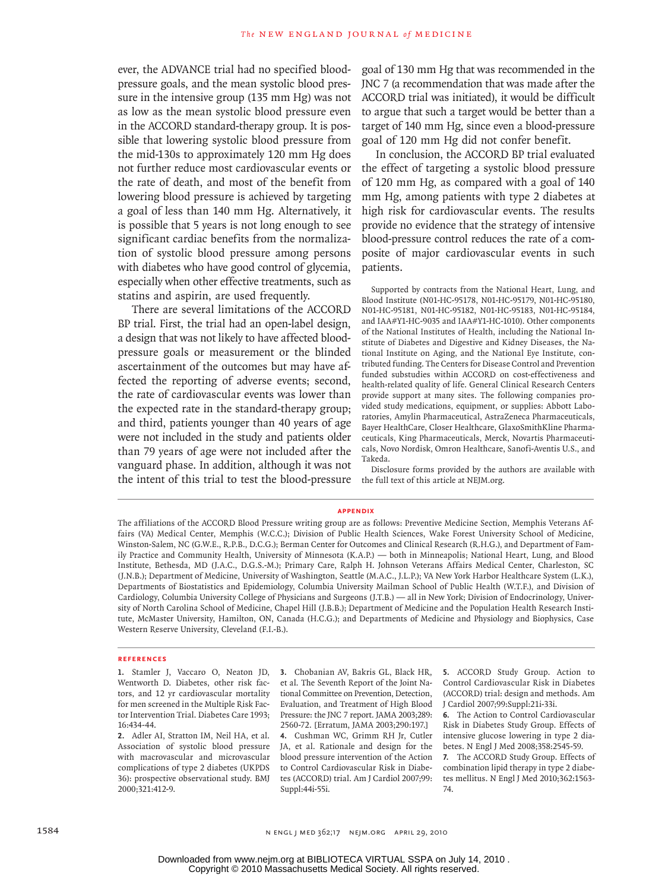ever, the ADVANCE trial had no specified blood-pressure goals, and the mean systolic blood pressure in the intensive group (135 mm Hg) was not as low as the mean systolic blood pressure even in the ACCORD standard-therapy group. It is possible that lowering systolic blood pressure from the mid-130s to approximately 120 mm Hg does not further reduce most cardiovascular events or the rate of death, and most of the benefit from lowering blood pressure is achieved by targeting a goal of less than 140 mm Hg. Alternatively, it is possible that 5 years is not long enough to see significant cardiac benefits from the normalization of systolic blood pressure among persons with diabetes who have good control of glycemia, especially when other effective treatments, such as statins and aspirin, are used frequently.

There are several limitations of the ACCORD BP trial. First, the trial had an open-label design, a design that was not likely to have affected blood-pressure goals or measurement or the blinded ascertainment of the outcomes but may have affected the reporting of adverse events; second, the rate of cardiovascular events was lower than the expected rate in the standard-therapy group; and third, patients younger than 40 years of age were not included in the study and patients older than 79 years of age were not included after the vanguard phase. In addition, although it was not the intent of this trial to test the blood-pressure goal of 130 mm Hg that was recommended in the JNC 7 (a recommendation that was made after the ACCORD trial was initiated), it would be difficult to argue that such a target would be better than a target of 140 mm Hg, since even a blood-pressure goal of 120 mm Hg did not confer benefit.

In conclusion, the ACCORD BP trial evaluated the effect of targeting a systolic blood pressure of 120 mm Hg, as compared with a goal of 140 mm Hg, among patients with type 2 diabetes at high risk for cardiovascular events. The results provide no evidence that the strategy of intensive blood-pressure control reduces the rate of a composite of major cardiovascular events in such patients.

Supported by contracts from the National Heart, Lung, and Blood Institute (N01-HC-95178, N01-HC-95179, N01-HC-95180, N01-HC-95181, N01-HC-95182, N01-HC-95183, N01-HC-95184, and IAA#Y1-HC-9035 and IAA#Y1-HC-1010). Other components of the National Institutes of Health, including the National Institute of Diabetes and Digestive and Kidney Diseases, the National Institute on Aging, and the National Eye Institute, contributed funding. The Centers for Disease Control and Prevention funded substudies within ACCORD on cost-effectiveness and health-related quality of life. General Clinical Research Centers provide support at many sites. The following companies provided study medications, equipment, or supplies: Abbott Laboratories, Amylin Pharmaceutical, AstraZeneca Pharmaceuticals, Bayer HealthCare, Closer Healthcare, GlaxoSmithKline Pharmaceuticals, King Pharmaceuticals, Merck, Novartis Pharmaceuticals, Novo Nordisk, Omron Healthcare, Sanofi-Aventis U.S., and Takeda.

Disclosure forms provided by the authors are available with the full text of this article at NEJM.org.

## APPENDIX

The affiliations of the ACCORD Blood Pressure writing group are as follows: Preventive Medicine Section, Memphis Veterans Affairs (VA) Medical Center, Memphis (W.C.C.); Division of Public Health Sciences, Wake Forest University School of Medicine, Winston-Salem, NC (G.W.E., R.P.B., D.C.G.); Berman Center for Outcomes and Clinical Research (R.H.G.), and Department of Family Practice and Community Health, University of Minnesota (K.A.P.) — both in Minneapolis; National Heart, Lung, and Blood Institute, Bethesda, MD (J.A.C., D.G.S.-M.); Primary Care, Ralph H. Johnson Veterans Affairs Medical Center, Charleston, SC (J.N.B.); Department of Medicine, University of Washington, Seattle (M.A.C., J.L.P.); VA New York Harbor Healthcare System (L.K.), Departments of Biostatistics and Epidemiology, Columbia University Mailman School of Public Health (W.T.F.), and Division of Cardiology, Columbia University College of Physicians and Surgeons (J.T.B.) — all in New York; Division of Endocrinology, University of North Carolina School of Medicine, Chapel Hill (J.B.B.); Department of Medicine and the Population Health Research Institute, McMaster University, Hamilton, ON, Canada (H.C.G.); and Departments of Medicine and Physiology and Biophysics, Case Western Reserve University, Cleveland (F.I.-B.).

## REFERENCES

1. Stamler J, Vaccaro O, Neaton JD, Wentworth D. Diabetes, other risk factors, and 12 yr cardiovascular mortality for men screened in the Multiple Risk Factor Intervention Trial. Diabetes Care 1993;16:434-44.
2. Adler AI, Stratton IM, Neil HA, et al. Association of systolic blood pressure with macrovascular and microvascular complications of type 2 diabetes (UKPDS 36): prospective observational study. BMJ 2000;321:412-9.
3. Chobanian AV, Bakris GL, Black HR, et al. The Seventh Report of the Joint National Committee on Prevention, Detection, Evaluation, and Treatment of High Blood Pressure: the JNC 7 report. JAMA 2003;289:2560-72. [Erratum, JAMA 2003;290:197.]
4. Cushman WC, Grimm RH Jr, Cutler JA, et al. Rationale and design for the blood pressure intervention of the Action to Control Cardiovascular Risk in Diabetes (ACCORD) trial. Am J Cardiol 2007;99:Suppl:44i-55i.
5. ACCORD Study Group. Action to Control Cardiovascular Risk in Diabetes (ACCORD) trial: design and methods. Am J Cardiol 2007;99:Suppl:21i-33i.
6. The Action to Control Cardiovascular Risk in Diabetes Study Group. Effects of intensive glucose lowering in type 2 diabetes. N Engl J Med 2008;358:2545-59.
7. The ACCORD Study Group. Effects of combination lipid therapy in type 2 diabetes mellitus. N Engl J Med 2010;362:1563-74.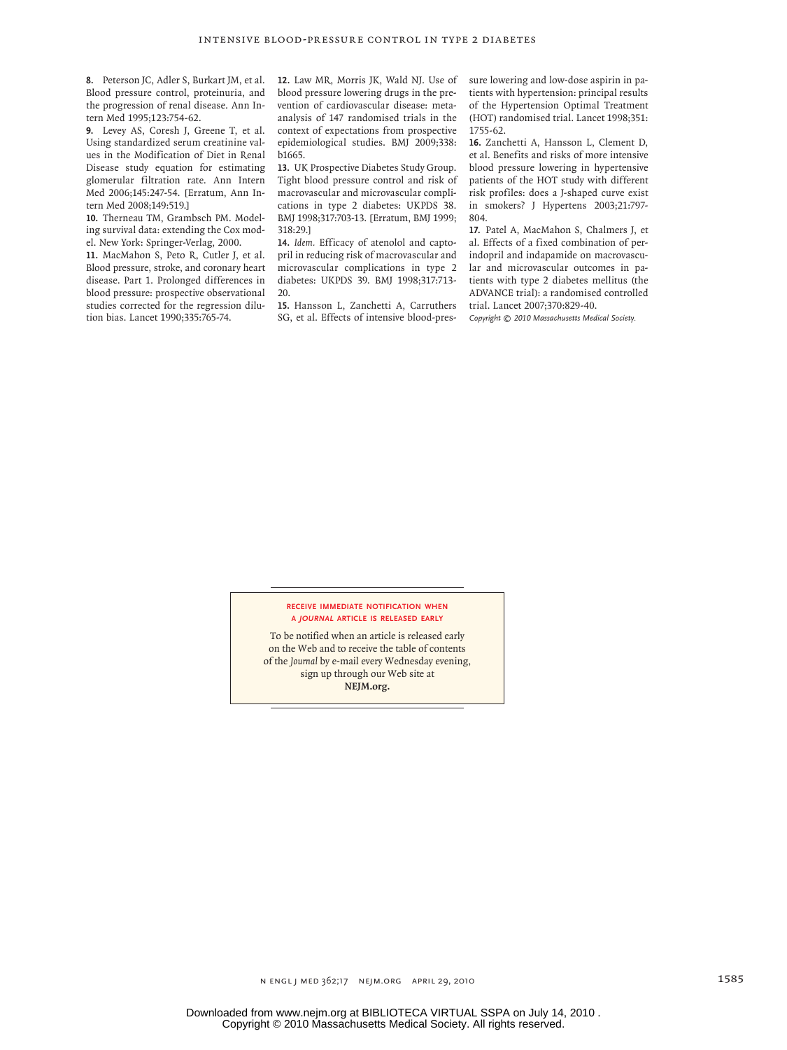8. Peterson JC, Adler S, Burkart JM, et al. Blood pressure control, proteinuria, and the progression of renal disease. Ann Intern Med 1995;123:754-62.

9. Levey AS, Coresh J, Greene T, et al. Using standardized serum creatinine values in the Modification of Diet in Renal Disease study equation for estimating glomerular filtration rate. Ann Intern Med 2006;145:247-54. [Erratum, Ann Intern Med 2008;149:519.]

10. Therneau TM, Grambsch PM. Modeling survival data: extending the Cox model. New York: Springer-Verlag, 2000.

11. MacMahon S, Peto R, Cutler J, et al. Blood pressure, stroke, and coronary heart disease. Part 1. Prolonged differences in blood pressure: prospective observational studies corrected for the regression dilution bias. Lancet 1990;335:765-74.

12. Law MR, Morris JK, Wald NJ. Use of blood pressure lowering drugs in the prevention of cardiovascular disease: meta-analysis of 147 randomised trials in the context of expectations from prospective epidemiological studies. BMJ 2009;338:b1665.

13. UK Prospective Diabetes Study Group. Tight blood pressure control and risk of macrovascular and microvascular complications in type 2 diabetes: UKPDS 38. BMJ 1998;317:703-13. [Erratum, BMJ 1999;318:29.]

14. *Idem*. Efficacy of atenolol and captopril in reducing risk of macrovascular and microvascular complications in type 2 diabetes: UKPDS 39. BMJ 1998;317:713-20.

15. Hansson L, Zanchetti A, Carruthers SG, et al. Effects of intensive blood-pressure lowering and low-dose aspirin in patients with hypertension: principal results of the Hypertension Optimal Treatment (HOT) randomised trial. Lancet 1998;351:1755-62.

16. Zanchetti A, Hansson L, Clement D, et al. Benefits and risks of more intensive blood pressure lowering in hypertensive patients of the HOT study with different risk profiles: does a J-shaped curve exist in smokers? J Hypertens 2003;21:797-804.

17. Patel A, MacMahon S, Chalmers J, et al. Effects of a fixed combination of perindopril and indapamide on macrovascular and microvascular outcomes in patients with type 2 diabetes mellitus (the ADVANCE trial): a randomised controlled trial. Lancet 2007;370:829-40.

*Copyright © 2010 Massachusetts Medical Society.*

RECEIVE IMMEDIATE NOTIFICATION WHEN A *JOURNAL* ARTICLE IS RELEASED EARLY

To be notified when an article is released early on the Web and to receive the table of contents of the *Journal* by e-mail every Wednesday evening, sign up through our Web site at **NEJM.org.**

Downloaded from www.nejm.org at BIBLIOTECA VIRTUAL SSPA on July 14, 2010 .
Copyright © 2010 Massachusetts Medical Society. All rights reserved.